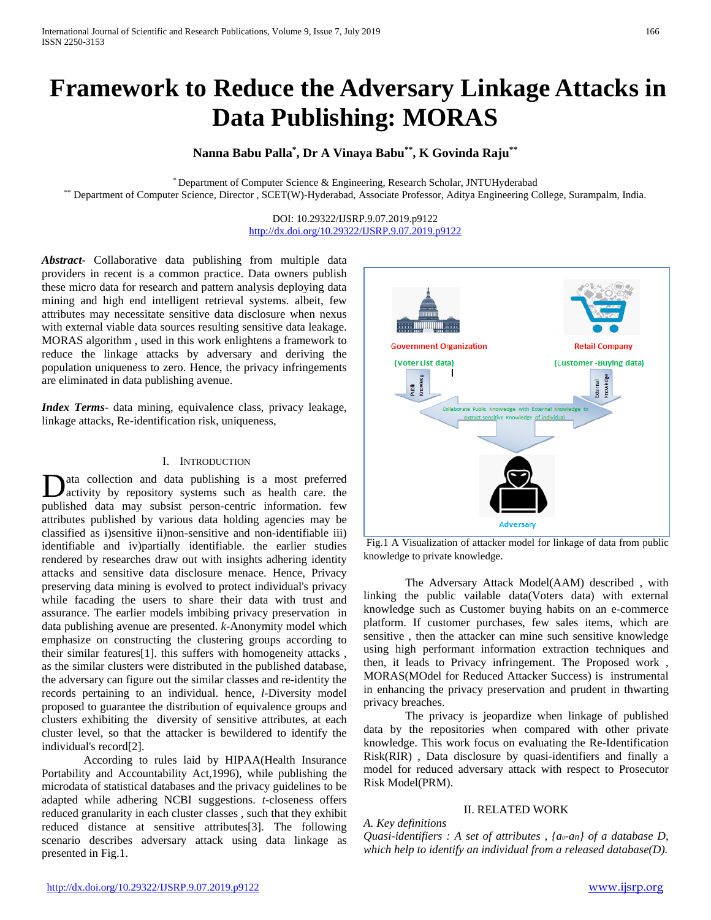# Framework to Reduce the Adversary Linkage Attacks in Data Publishing: MORAS

**Nanna Babu Palla[*], Dr A Vinaya Babu[**], K Govinda Raju[**]**

[*] Department of Computer Science & Engineering, Research Scholar, JNTUHyderabad
[**] Department of Computer Science, Director , SCET(W)-Hyderabad, Associate Professor, Aditya Engineering College, Surampalm, India.

DOI: 10.29322/IJSRP.9.07.2019.p9122
http://dx.doi.org/10.29322/IJSRP.9.07.2019.p9122

***Abstract***- Collaborative data publishing from multiple data providers in recent is a common practice. Data owners publish these micro data for research and pattern analysis deploying data mining and high end intelligent retrieval systems. albeit, few attributes may necessitate sensitive data disclosure when nexus with external viable data sources resulting sensitive data leakage. MORAS algorithm , used in this work enlightens a framework to reduce the linkage attacks by adversary and deriving the population uniqueness to zero. Hence, the privacy infringements are eliminated in data publishing avenue.

***Index Terms***- data mining, equivalence class, privacy leakage, linkage attacks, Re-identification risk, uniqueness,

## I. Introduction

Data collection and data publishing is a most preferred activity by repository systems such as health care. the published data may subsist person-centric information. few attributes published by various data holding agencies may be classified as i)sensitive ii)non-sensitive and non-identifiable iii) identifiable and iv)partially identifiable. the earlier studies rendered by researches draw out with insights adhering identity attacks and sensitive data disclosure menace. Hence, Privacy preserving data mining is evolved to protect individual's privacy while facading the users to share their data with trust and assurance. The earlier models imbibing privacy preservation in data publishing avenue are presented. *k*-Anonymity model which emphasize on constructing the clustering groups according to their similar features[1]. this suffers with homogeneity attacks , as the similar clusters were distributed in the published database, the adversary can figure out the similar classes and re-identity the records pertaining to an individual. hence, *l*-Diversity model proposed to guarantee the distribution of equivalence groups and clusters exhibiting the diversity of sensitive attributes, at each cluster level, so that the attacker is bewildered to identify the individual's record[2].

According to rules laid by HIPAA(Health Insurance Portability and Accountability Act,1996), while publishing the microdata of statistical databases and the privacy guidelines to be adapted while adhering NCBI suggestions. *t*-closeness offers reduced granularity in each cluster classes , such that they exhibit reduced distance at sensitive attributes[3]. The following scenario describes adversary attack using data linkage as presented in Fig.1.

Fig.1 A Visualization of attacker model for linkage of data from public knowledge to private knowledge.

The Adversary Attack Model(AAM) described , with linking the public vailable data(Voters data) with external knowledge such as Customer buying habits on an e-commerce platform. If customer purchases, few sales items, which are sensitive , then the attacker can mine such sensitive knowledge using high performant information extraction techniques and then, it leads to Privacy infringement. The Proposed work , MORAS(MOdel for Reduced Attacker Success) is instrumental in enhancing the privacy preservation and prudent in thwarting privacy breaches.

The privacy is jeopardize when linkage of published data by the repositories when compared with other private knowledge. This work focus on evaluating the Re-Identification Risk(RIR) , Data disclosure by quasi-identifiers and finally a model for reduced adversary attack with respect to Prosecutor Risk Model(PRM).

## II. Related Work

*A. Key definitions*

*Quasi-identifiers : A set of attributes , $\{a_0 - a_n\}$ of a database D, which help to identify an individual from a released database(D).*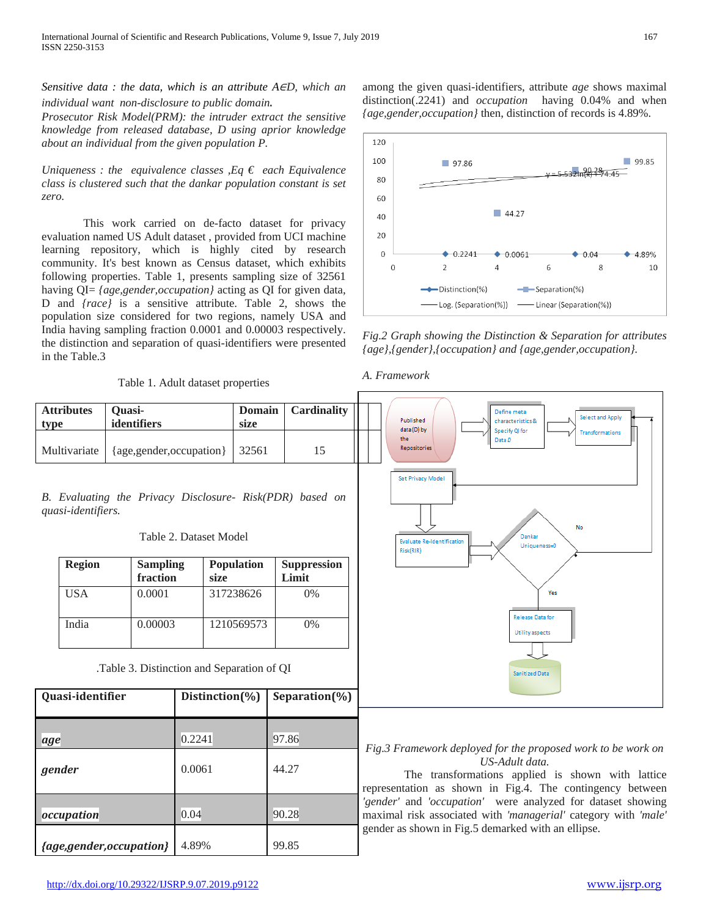*Sensitive data : the data, which is an attribute A∈D, which an individual want non-disclosure to public domain.*
*Prosecutor Risk Model(PRM): the intruder extract the sensitive knowledge from released database, D using aprior knowledge about an individual from the given population P.*

*Uniqueness : the equivalence classes ,Eq € each Equivalence class is clustered such that the dankar population constant is set zero.*

This work carried on de-facto dataset for privacy evaluation named US Adult dataset , provided from UCI machine learning repository, which is highly cited by research community. It's best known as Census dataset, which exhibits following properties. Table 1, presents sampling size of 32561 having QI= *{age,gender,occupation}* acting as QI for given data, D and *{race}* is a sensitive attribute. Table 2, shows the population size considered for two regions, namely USA and India having sampling fraction 0.0001 and 0.00003 respectively. the distinction and separation of quasi-identifiers were presented in the Table.3

Table 1. Adult dataset properties

| Attributes type | Quasi-identifiers | Domain size | Cardinality |
|---|---|---|---|
| Multivariate | {age,gender,occupation} | 32561 | 15 |

*B. Evaluating the Privacy Disclosure- Risk(PDR) based on quasi-identifiers.*

Table 2. Dataset Model

| Region | Sampling fraction | Population size | Suppression Limit |
|---|---|---|---|
| USA | 0.0001 | 317238626 | 0% |
| India | 0.00003 | 1210569573 | 0% |

.Table 3. Distinction and Separation of QI

| Quasi-identifier | Distinction(%) | Separation(%) |
|---|---|---|
| *age* | 0.2241 | 97.86 |
| *gender* | 0.0061 | 44.27 |
| *occupation* | 0.04 | 90.28 |
| *{age,gender,occupation}* | 4.89% | 99.85 |

among the given quasi-identifiers, attribute *age* shows maximal distinction(.2241) and *occupation* having 0.04% and when *{age,gender,occupation}* then, distinction of records is 4.89%.

*Fig.2 Graph showing the Distinction & Separation for attributes {age},{gender},{occupation} and {age,gender,occupation}.*

*A. Framework*

*Fig.3 Framework deployed for the proposed work to be work on US-Adult data.*

The transformations applied is shown with lattice representation as shown in Fig.4. The contingency between *'gender'* and *'occupation'* were analyzed for dataset showing maximal risk associated with *'managerial'* category with *'male'* gender as shown in Fig.5 demarked with an ellipse.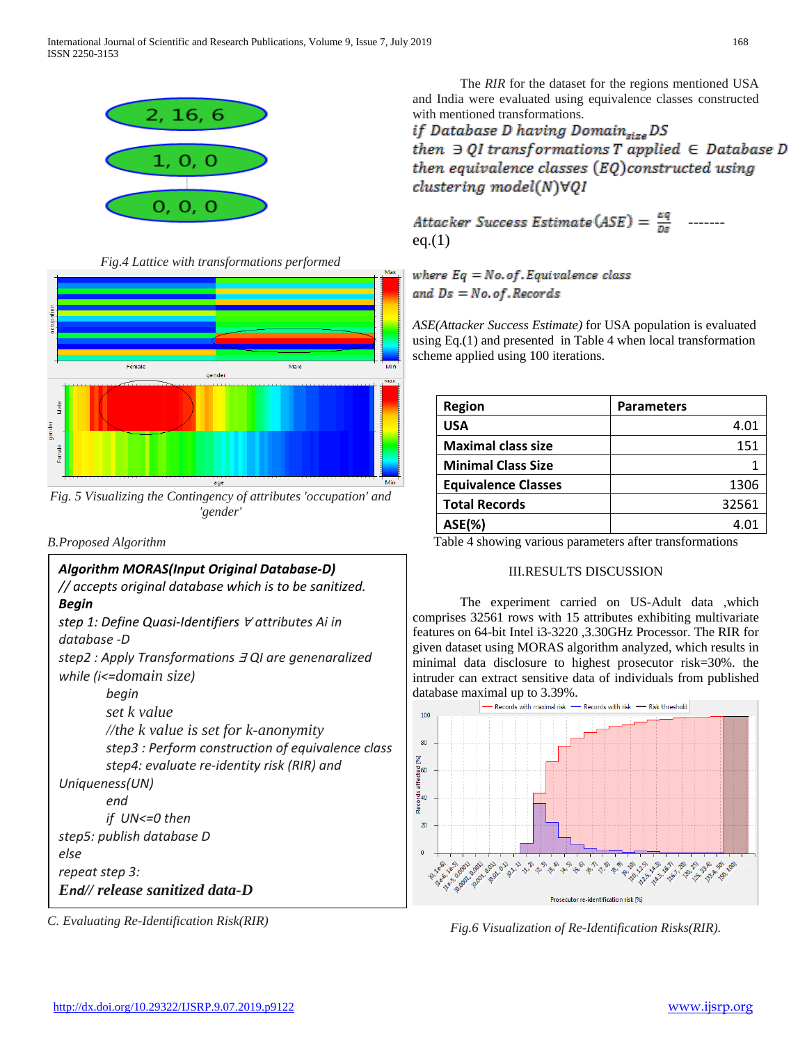Fig.4 Lattice with transformations performed

Fig. 5 Visualizing the Contingency of attributes 'occupation' and 'gender'

*B.Proposed Algorithm*

```
Algorithm MORAS(Input Original Database-D)
// accepts original database which is to be sanitized.
Begin
step 1: Define Quasi-Identifiers ∀ attributes Ai in database -D
step2 : Apply Transformations ∃ QI are genenaralized
while (i<=domain size)
        begin
        set k value
        //the k value is set for k-anonymity
        step3 : Perform construction of equivalence class
        step4: evaluate re-identity risk (RIR) and Uniqueness(UN)
        end
        if UN<=0 then
step5: publish database D
else
repeat step 3:
End// release sanitized data-D
```

*C. Evaluating Re-Identification Risk(RIR)*

The *RIR* for the dataset for the regions mentioned USA and India were evaluated using equivalence classes constructed with mentioned transformations.

*if Database D having $Domain_{size}$ DS then ∃ QI transformations T applied ∈ Database D then equivalence classes (EQ)constructed using clustering model(N)∀QI*

$$Attacker\ Success\ Estimate(ASE) = \frac{Eq}{Ds} \quad \text{-------} \quad \text{eq.(1)}$$

*where Eq = No. of. Equivalence class and Ds = No. of. Records*

*ASE(Attacker Success Estimate)* for USA population is evaluated using Eq.(1) and presented in Table 4 when local transformation scheme applied using 100 iterations.

| Region | Parameters |
|---|---|
| USA | 4.01 |
| Maximal class size | 151 |
| Minimal Class Size | 1 |
| Equivalence Classes | 1306 |
| Total Records | 32561 |
| ASE(%) | 4.01 |

Table 4 showing various parameters after transformations

## III.RESULTS DISCUSSION

The experiment carried on US-Adult data ,which comprises 32561 rows with 15 attributes exhibiting multivariate features on 64-bit Intel i3-3220 ,3.30GHz Processor. The RIR for given dataset using MORAS algorithm analyzed, which results in minimal data disclosure to highest prosecutor risk=30%. the intruder can extract sensitive data of individuals from published database maximal up to 3.39%.

Fig.6 Visualization of Re-Identification Risks(RIR).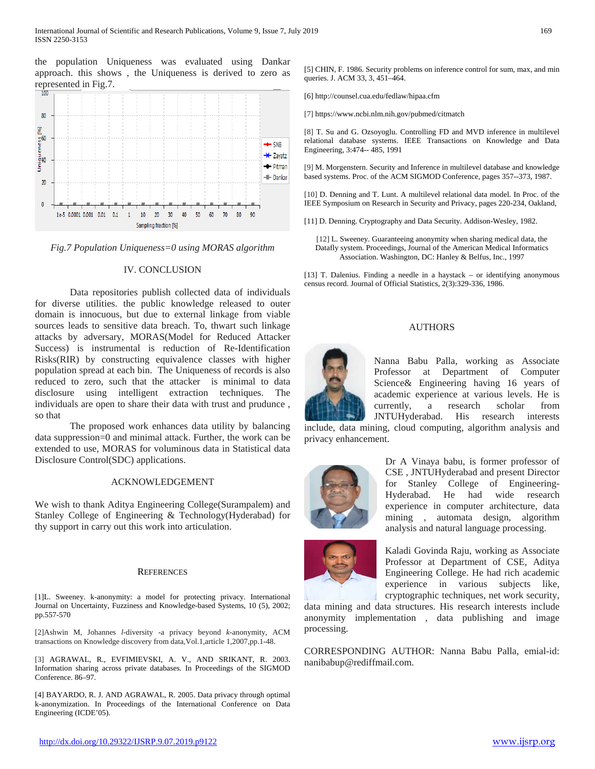the population Uniqueness was evaluated using Dankar approach. this shows , the Uniqueness is derived to zero as represented in Fig.7.

*Fig.7 Population Uniqueness=0 using MORAS algorithm*

## IV. CONCLUSION

Data repositories publish collected data of individuals for diverse utilities. the public knowledge released to outer domain is innocuous, but due to external linkage from viable sources leads to sensitive data breach. To, thwart such linkage attacks by adversary, MORAS(Model for Reduced Attacker Success) is instrumental is reduction of Re-Identification Risks(RIR) by constructing equivalence classes with higher population spread at each bin. The Uniqueness of records is also reduced to zero, such that the attacker is minimal to data disclosure using intelligent extraction techniques. The individuals are open to share their data with trust and prudunce , so that

The proposed work enhances data utility by balancing data suppression=0 and minimal attack. Further, the work can be extended to use, MORAS for voluminous data in Statistical data Disclosure Control(SDC) applications.

## ACKNOWLEDGEMENT

We wish to thank Aditya Engineering College(Surampalem) and Stanley College of Engineering & Technology(Hyderabad) for thy support in carry out this work into articulation.

## REFERENCES

[1]L. Sweeney. k-anonymity: a model for protecting privacy. International Journal on Uncertainty, Fuzziness and Knowledge-based Systems, 10 (5), 2002; pp.557-570

[2]Ashwin M, Johannes *l*-diversity -a privacy beyond *k*-anonymity, ACM transactions on Knowledge discovery from data,Vol.1,article 1,2007,pp.1-48.

[3] AGRAWAL, R., EVFIMIEVSKI, A. V., AND SRIKANT, R. 2003. Information sharing across private databases. In Proceedings of the SIGMOD Conference. 86–97.

[4] BAYARDO, R. J. AND AGRAWAL, R. 2005. Data privacy through optimal k-anonymization. In Proceedings of the International Conference on Data Engineering (ICDE'05).

[5] CHIN, F. 1986. Security problems on inference control for sum, max, and min queries. J. ACM 33, 3, 451–464.

[6] http://counsel.cua.edu/fedlaw/hipaa.cfm

[7] https://www.ncbi.nlm.nih.gov/pubmed/citmatch

[8] T. Su and G. Ozsoyoglu. Controlling FD and MVD inference in multilevel relational database systems. IEEE Transactions on Knowledge and Data Engineering, 3:474-- 485, 1991

[9] M. Morgenstern. Security and Inference in multilevel database and knowledge based systems. Proc. of the ACM SIGMOD Conference, pages 357--373, 1987.

[10] D. Denning and T. Lunt. A multilevel relational data model. In Proc. of the IEEE Symposium on Research in Security and Privacy, pages 220-234, Oakland,

[11] D. Denning. Cryptography and Data Security. Addison-Wesley, 1982.

[12] L. Sweeney. Guaranteeing anonymity when sharing medical data, the Datafly system. Proceedings, Journal of the American Medical Informatics Association. Washington, DC: Hanley & Belfus, Inc., 1997

[13] T. Dalenius. Finding a needle in a haystack – or identifying anonymous census record. Journal of Official Statistics, 2(3):329-336, 1986.

## AUTHORS

Nanna Babu Palla, working as Associate Professor at Department of Computer Science& Engineering having 16 years of academic experience at various levels. He is currently, a research scholar from JNTUHyderabad. His research interests include, data mining, cloud computing, algorithm analysis and privacy enhancement.

Dr A Vinaya babu, is former professor of CSE , JNTUHyderabad and present Director for Stanley College of Engineering-Hyderabad. He had wide research experience in computer architecture, data mining , automata design, algorithm analysis and natural language processing.

Kaladi Govinda Raju, working as Associate Professor at Department of CSE, Aditya Engineering College. He had rich academic experience in various subjects like, cryptographic techniques, net work security, data mining and data structures. His research interests include anonymity implementation , data publishing and image processing.

CORRESPONDING AUTHOR: Nanna Babu Palla, emial-id: nanibabup@rediffmail.com.